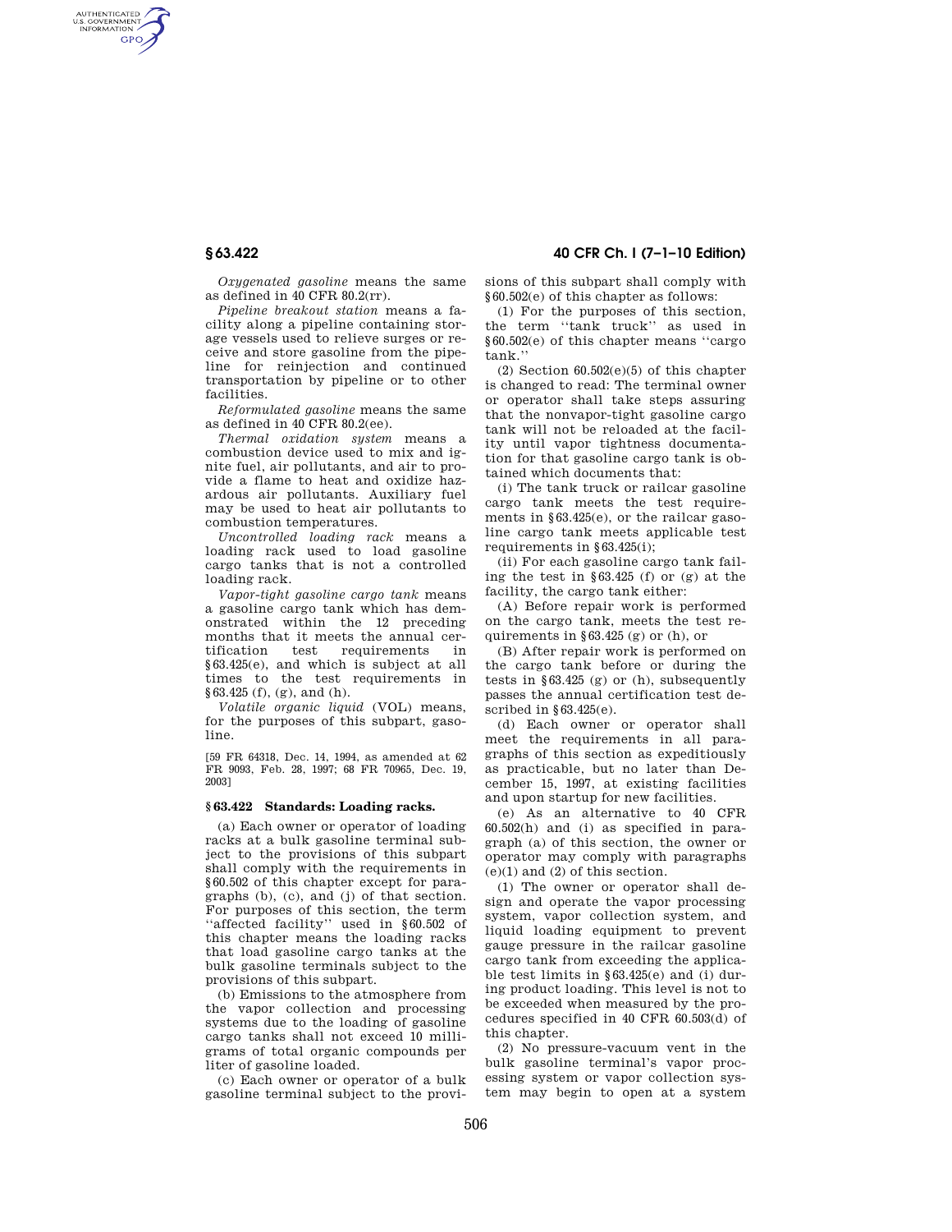*Oxygenated gasoline* means the same as defined in 40 CFR 80.2(rr).

*Pipeline breakout station* means a facility along a pipeline containing storage vessels used to relieve surges or receive and store gasoline from the pipeline for reinjection and continued transportation by pipeline or to other facilities.

*Reformulated gasoline* means the same as defined in 40 CFR 80.2(ee).

*Thermal oxidation system* means a combustion device used to mix and ignite fuel, air pollutants, and air to provide a flame to heat and oxidize hazardous air pollutants. Auxiliary fuel may be used to heat air pollutants to combustion temperatures.

*Uncontrolled loading rack* means a loading rack used to load gasoline cargo tanks that is not a controlled loading rack.

*Vapor-tight gasoline cargo tank* means a gasoline cargo tank which has demonstrated within the 12 preceding months that it meets the annual certification test requirements in §63.425(e), and which is subject at all times to the test requirements in §63.425 (f), (g), and (h).

*Volatile organic liquid* (VOL) means, for the purposes of this subpart, gasoline.

[59 FR 64318, Dec. 14, 1994, as amended at 62 FR 9093, Feb. 28, 1997; 68 FR 70965, Dec. 19, 2003]

## §63.422 Standards: Loading racks.

(a) Each owner or operator of loading racks at a bulk gasoline terminal subject to the provisions of this subpart shall comply with the requirements in §60.502 of this chapter except for paragraphs (b), (c), and (j) of that section. For purposes of this section, the term "affected facility" used in §60.502 of this chapter means the loading racks that load gasoline cargo tanks at the bulk gasoline terminals subject to the provisions of this subpart.

(b) Emissions to the atmosphere from the vapor collection and processing systems due to the loading of gasoline cargo tanks shall not exceed 10 milligrams of total organic compounds per liter of gasoline loaded.

(c) Each owner or operator of a bulk gasoline terminal subject to the provisions of this subpart shall comply with §60.502(e) of this chapter as follows:

(1) For the purposes of this section, the term "tank truck" as used in §60.502(e) of this chapter means "cargo tank."

(2) Section 60.502(e)(5) of this chapter is changed to read: The terminal owner or operator shall take steps assuring that the nonvapor-tight gasoline cargo tank will not be reloaded at the facility until vapor tightness documentation for that gasoline cargo tank is obtained which documents that:

(i) The tank truck or railcar gasoline cargo tank meets the test requirements in §63.425(e), or the railcar gasoline cargo tank meets applicable test requirements in §63.425(i);

(ii) For each gasoline cargo tank failing the test in §63.425 (f) or (g) at the facility, the cargo tank either:

(A) Before repair work is performed on the cargo tank, meets the test requirements in §63.425 (g) or (h), or

(B) After repair work is performed on the cargo tank before or during the tests in §63.425 (g) or (h), subsequently passes the annual certification test described in §63.425(e).

(d) Each owner or operator shall meet the requirements in all paragraphs of this section as expeditiously as practicable, but no later than December 15, 1997, at existing facilities and upon startup for new facilities.

(e) As an alternative to 40 CFR 60.502(h) and (i) as specified in paragraph (a) of this section, the owner or operator may comply with paragraphs (e)(1) and (2) of this section.

(1) The owner or operator shall design and operate the vapor processing system, vapor collection system, and liquid loading equipment to prevent gauge pressure in the railcar gasoline cargo tank from exceeding the applicable test limits in §63.425(e) and (i) during product loading. This level is not to be exceeded when measured by the procedures specified in 40 CFR 60.503(d) of this chapter.

(2) No pressure-vacuum vent in the bulk gasoline terminal's vapor processing system or vapor collection system may begin to open at a system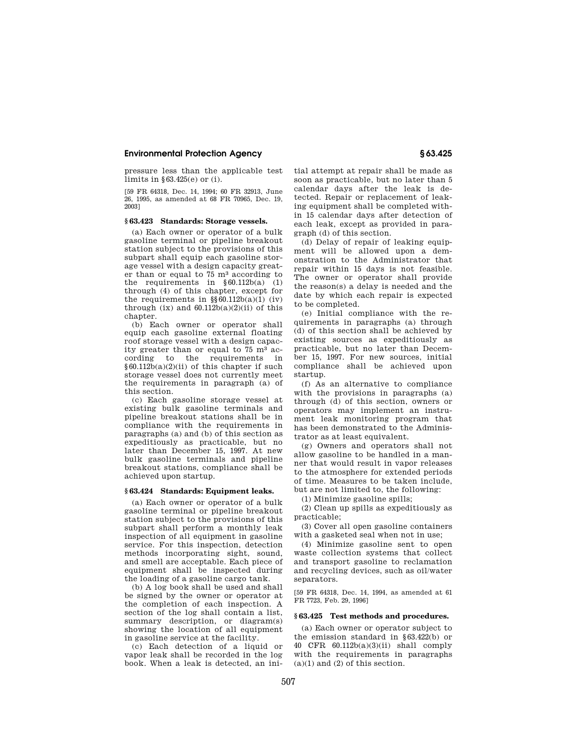pressure less than the applicable test limits in §63.425(e) or (i).

[59 FR 64318, Dec. 14, 1994; 60 FR 32913, June 26, 1995, as amended at 68 FR 70965, Dec. 19, 2003]

### §63.423 Standards: Storage vessels.

(a) Each owner or operator of a bulk gasoline terminal or pipeline breakout station subject to the provisions of this subpart shall equip each gasoline storage vessel with a design capacity greater than or equal to 75 $m^3$ according to the requirements in §60.112b(a) (1) through (4) of this chapter, except for the requirements in §§60.112b(a)(1) (iv) through (ix) and 60.112b(a)(2)(ii) of this chapter.

(b) Each owner or operator shall equip each gasoline external floating roof storage vessel with a design capacity greater than or equal to 75 $m^3$ according to the requirements in §60.112b(a)(2)(ii) of this chapter if such storage vessel does not currently meet the requirements in paragraph (a) of this section.

(c) Each gasoline storage vessel at existing bulk gasoline terminals and pipeline breakout stations shall be in compliance with the requirements in paragraphs (a) and (b) of this section as expeditiously as practicable, but no later than December 15, 1997. At new bulk gasoline terminals and pipeline breakout stations, compliance shall be achieved upon startup.

### §63.424 Standards: Equipment leaks.

(a) Each owner or operator of a bulk gasoline terminal or pipeline breakout station subject to the provisions of this subpart shall perform a monthly leak inspection of all equipment in gasoline service. For this inspection, detection methods incorporating sight, sound, and smell are acceptable. Each piece of equipment shall be inspected during the loading of a gasoline cargo tank.

(b) A log book shall be used and shall be signed by the owner or operator at the completion of each inspection. A section of the log shall contain a list, summary description, or diagram(s) showing the location of all equipment in gasoline service at the facility.

(c) Each detection of a liquid or vapor leak shall be recorded in the log book. When a leak is detected, an initial attempt at repair shall be made as soon as practicable, but no later than 5 calendar days after the leak is detected. Repair or replacement of leaking equipment shall be completed within 15 calendar days after detection of each leak, except as provided in paragraph (d) of this section.

(d) Delay of repair of leaking equipment will be allowed upon a demonstration to the Administrator that repair within 15 days is not feasible. The owner or operator shall provide the reason(s) a delay is needed and the date by which each repair is expected to be completed.

(e) Initial compliance with the requirements in paragraphs (a) through (d) of this section shall be achieved by existing sources as expeditiously as practicable, but no later than December 15, 1997. For new sources, initial compliance shall be achieved upon startup.

(f) As an alternative to compliance with the provisions in paragraphs (a) through (d) of this section, owners or operators may implement an instrument leak monitoring program that has been demonstrated to the Administrator as at least equivalent.

(g) Owners and operators shall not allow gasoline to be handled in a manner that would result in vapor releases to the atmosphere for extended periods of time. Measures to be taken include, but are not limited to, the following:

(1) Minimize gasoline spills;

(2) Clean up spills as expeditiously as practicable;

(3) Cover all open gasoline containers with a gasketed seal when not in use;

(4) Minimize gasoline sent to open waste collection systems that collect and transport gasoline to reclamation and recycling devices, such as oil/water separators.

[59 FR 64318, Dec. 14, 1994, as amended at 61 FR 7723, Feb. 29, 1996]

### §63.425 Test methods and procedures.

(a) Each owner or operator subject to the emission standard in §63.422(b) or 40 CFR 60.112b(a)(3)(ii) shall comply with the requirements in paragraphs (a)(1) and (2) of this section.